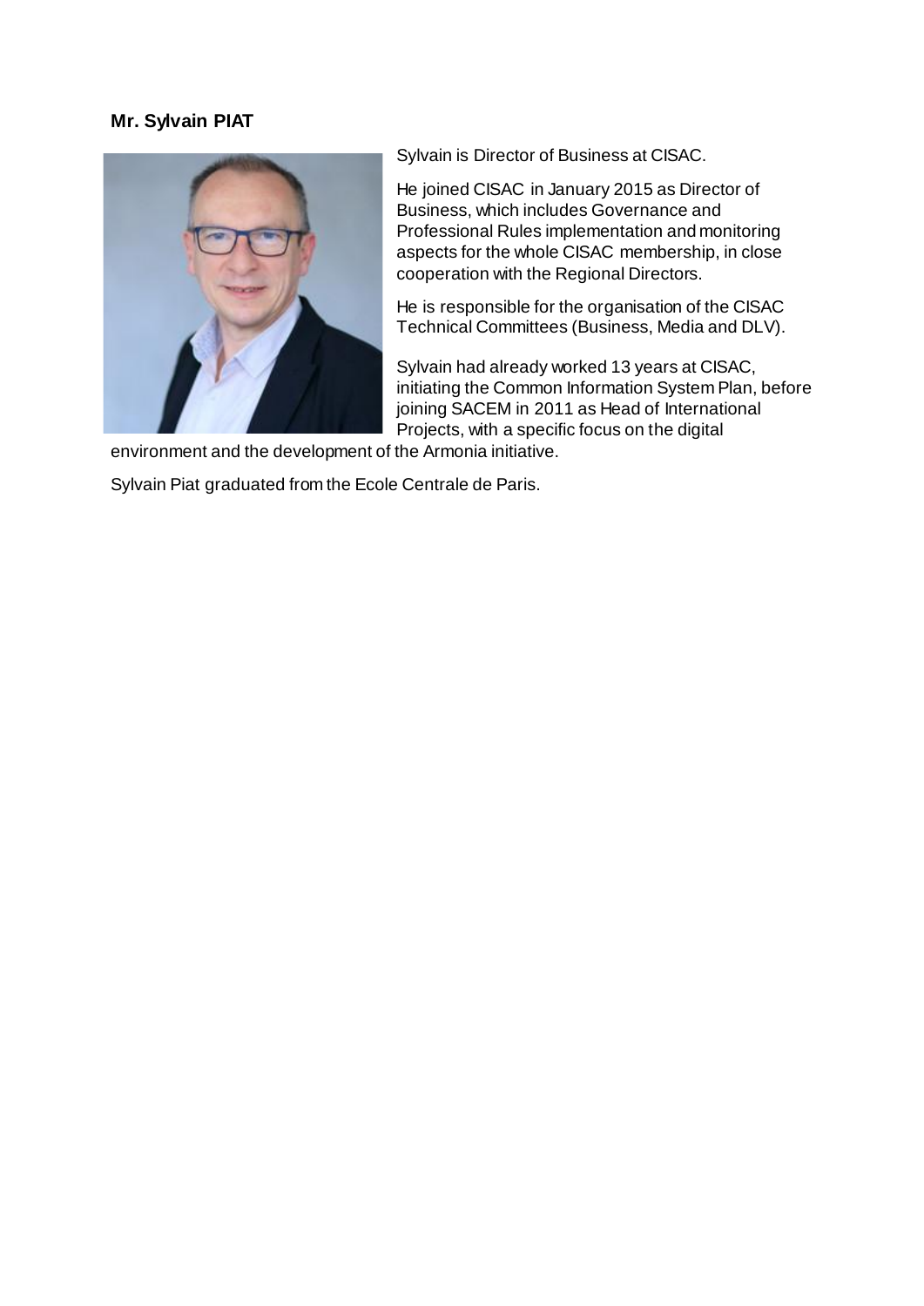**Mr. Sylvain PIAT**

Sylvain is Director of Business at CISAC.

He joined CISAC in January 2015 as Director of Business, which includes Governance and Professional Rules implementation and monitoring aspects for the whole CISAC membership, in close cooperation with the Regional Directors.

He is responsible for the organisation of the CISAC Technical Committees (Business, Media and DLV).

Sylvain had already worked 13 years at CISAC, initiating the Common Information System Plan, before joining SACEM in 2011 as Head of International Projects, with a specific focus on the digital environment and the development of the Armonia initiative.

Sylvain Piat graduated from the Ecole Centrale de Paris.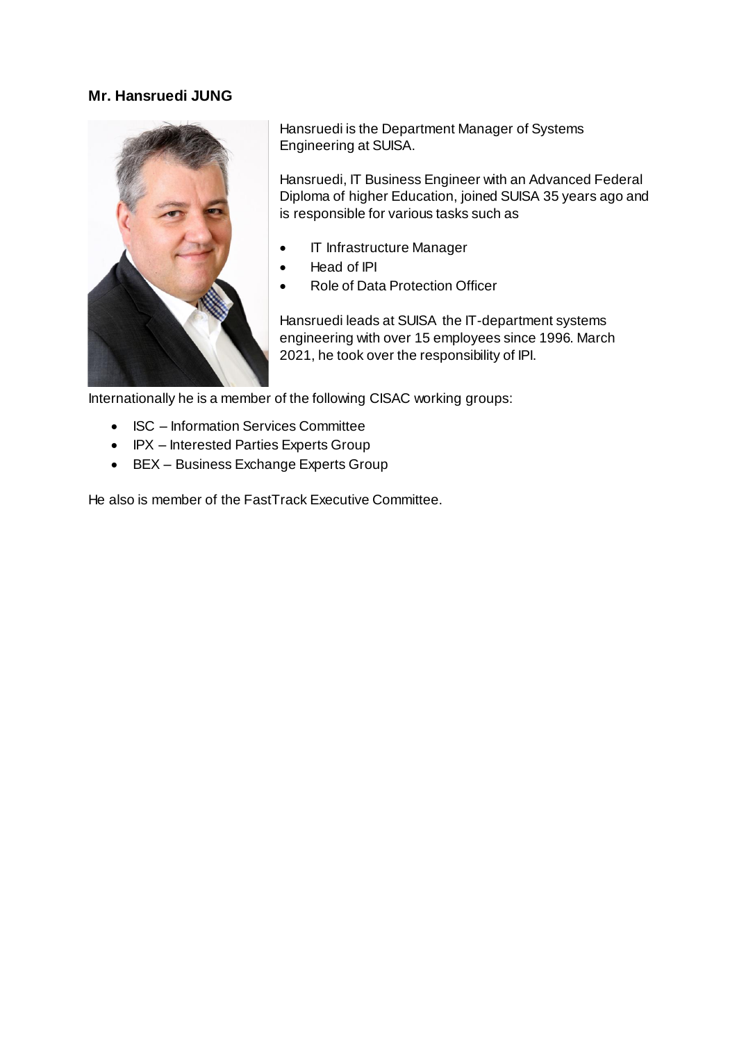**Mr. Hansruedi JUNG**

Hansruedi is the Department Manager of Systems Engineering at SUISA.

Hansruedi, IT Business Engineer with an Advanced Federal Diploma of higher Education, joined SUISA 35 years ago and is responsible for various tasks such as

- IT Infrastructure Manager
- Head of IPI
- Role of Data Protection Officer

Hansruedi leads at SUISA the IT-department systems engineering with over 15 employees since 1996. March 2021, he took over the responsibility of IPI.

Internationally he is a member of the following CISAC working groups:

- ISC – Information Services Committee
- IPX – Interested Parties Experts Group
- BEX – Business Exchange Experts Group

He also is member of the FastTrack Executive Committee.